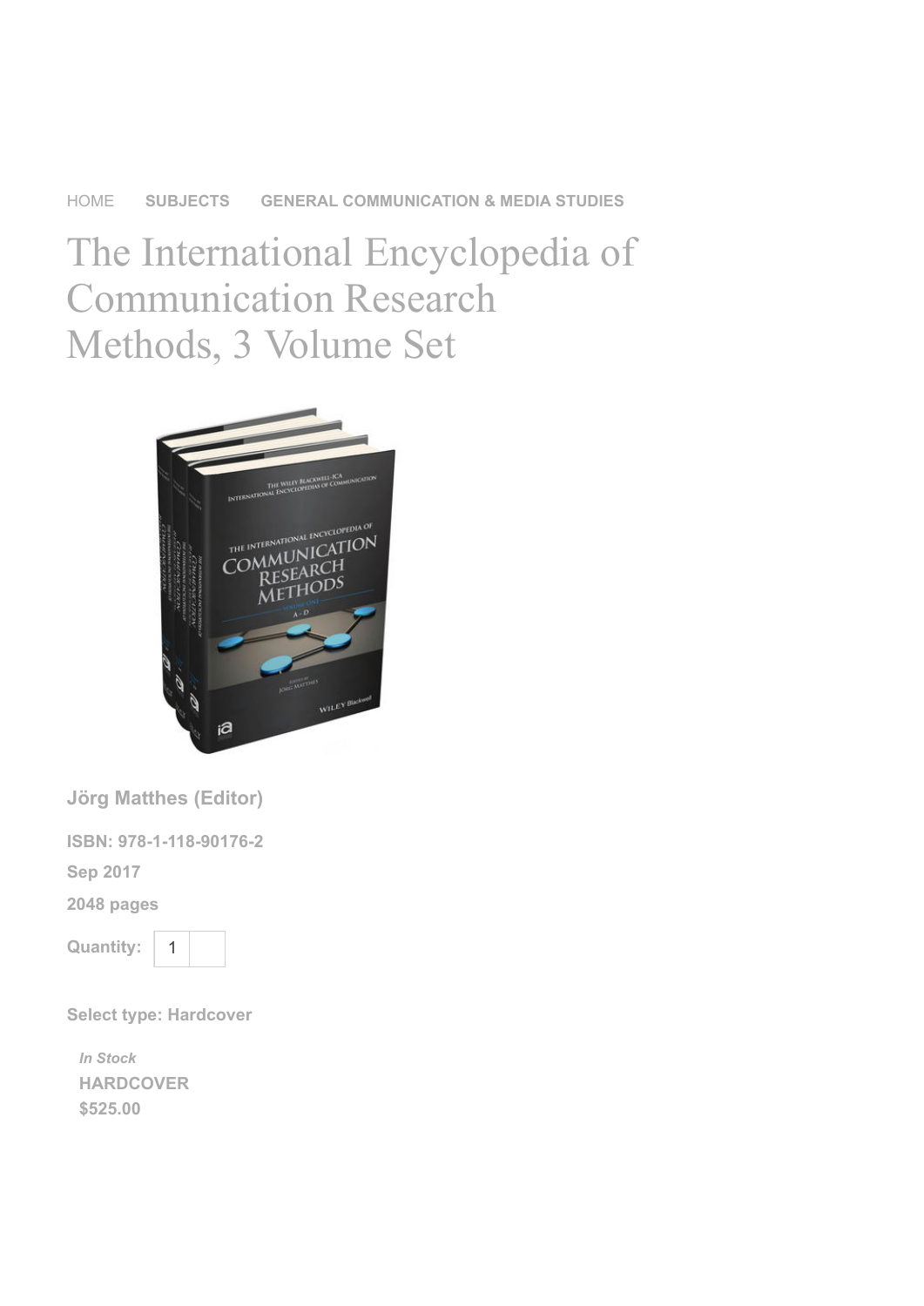HOME SUBJECTS GENERAL COMMUNICATION & MEDIA STUDIES

# The International Encyclopedia of Communication Research Methods, 3 Volume Set

**Jörg Matthes (Editor)**

**ISBN: 978-1-118-90176-2**

**Sep 2017**

**2048 pages**

**Quantity:** 1

**Select type: Hardcover**

*In Stock*

**HARDCOVER**

**$525.00**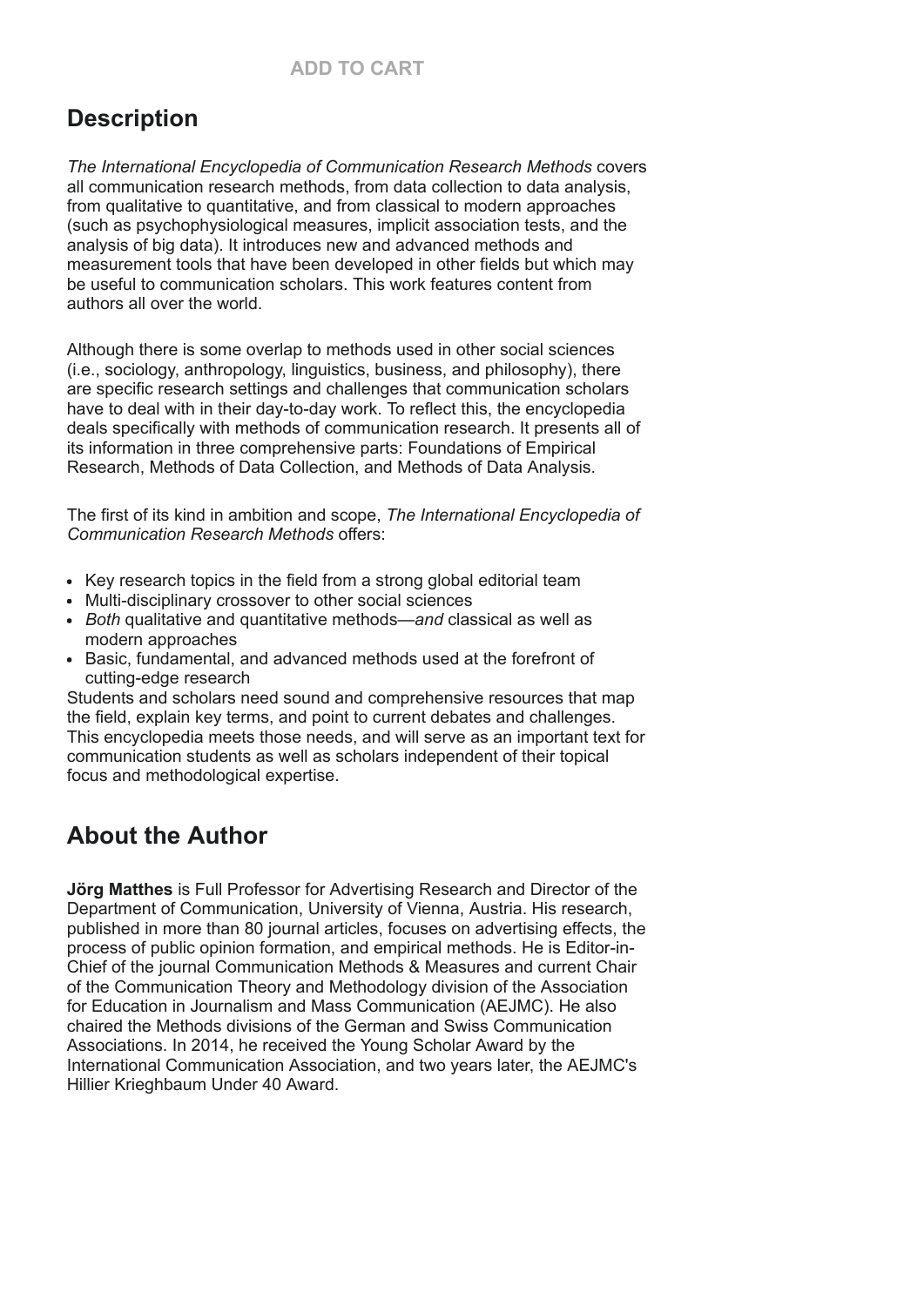ADD TO CART

## Description

*The International Encyclopedia of Communication Research Methods* covers all communication research methods, from data collection to data analysis, from qualitative to quantitative, and from classical to modern approaches (such as psychophysiological measures, implicit association tests, and the analysis of big data). It introduces new and advanced methods and measurement tools that have been developed in other fields but which may be useful to communication scholars. This work features content from authors all over the world.

Although there is some overlap to methods used in other social sciences (i.e., sociology, anthropology, linguistics, business, and philosophy), there are specific research settings and challenges that communication scholars have to deal with in their day-to-day work. To reflect this, the encyclopedia deals specifically with methods of communication research. It presents all of its information in three comprehensive parts: Foundations of Empirical Research, Methods of Data Collection, and Methods of Data Analysis.

The first of its kind in ambition and scope, *The International Encyclopedia of Communication Research Methods* offers:

- Key research topics in the field from a strong global editorial team
- Multi-disciplinary crossover to other social sciences
- *Both* qualitative and quantitative methods—*and* classical as well as modern approaches
- Basic, fundamental, and advanced methods used at the forefront of cutting-edge research

Students and scholars need sound and comprehensive resources that map the field, explain key terms, and point to current debates and challenges. This encyclopedia meets those needs, and will serve as an important text for communication students as well as scholars independent of their topical focus and methodological expertise.

## About the Author

**Jörg Matthes** is Full Professor for Advertising Research and Director of the Department of Communication, University of Vienna, Austria. His research, published in more than 80 journal articles, focuses on advertising effects, the process of public opinion formation, and empirical methods. He is Editor-in-Chief of the journal Communication Methods & Measures and current Chair of the Communication Theory and Methodology division of the Association for Education in Journalism and Mass Communication (AEJMC). He also chaired the Methods divisions of the German and Swiss Communication Associations. In 2014, he received the Young Scholar Award by the International Communication Association, and two years later, the AEJMC's Hillier Krieghbaum Under 40 Award.